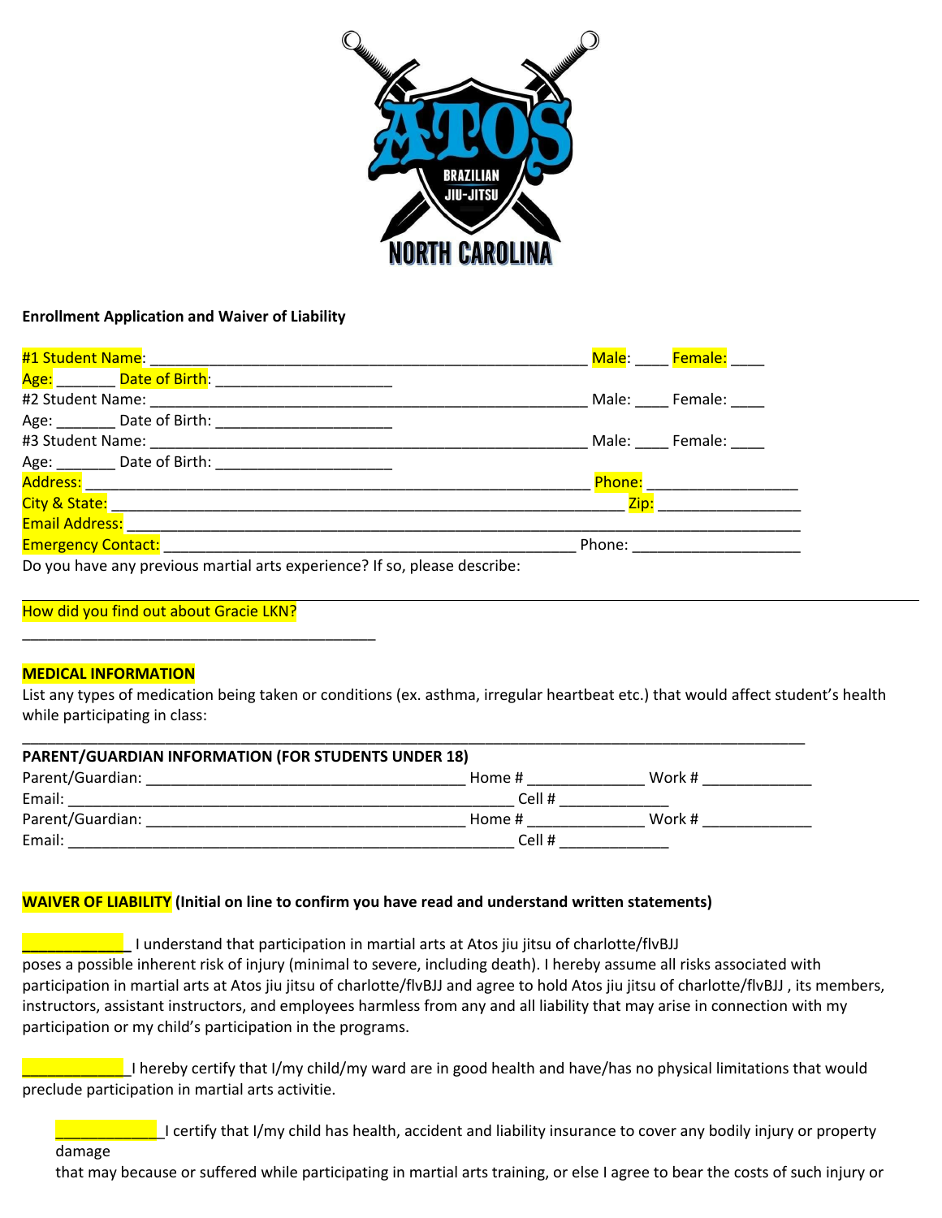**Enrollment Application and Waiver of Liability**

#1 Student Name: ______________________________________________________ Male: ____ Female: ____
Age: _______ Date of Birth: _____________________
#2 Student Name: ______________________________________________________ Male: ____ Female: ____
Age: _______ Date of Birth: _____________________
#3 Student Name: ______________________________________________________ Male: ____ Female: ____
Age: _______ Date of Birth: _____________________
Address: ____________________________________________________________ Phone: __________________
City & State: _________________________________________________________ Zip: _________________
Email Address: ____________________________________________________________________________
Emergency Contact: ___________________________________________________ Phone: ____________________
Do you have any previous martial arts experience? If so, please describe:

____________________________________________________________________________________________

How did you find out about Gracie LKN?

___________________________________________

**MEDICAL INFORMATION**

List any types of medication being taken or conditions (ex. asthma, irregular heartbeat etc.) that would affect student's health while participating in class:

____________________________________________________________________________________________

**PARENT/GUARDIAN INFORMATION (FOR STUDENTS UNDER 18)**

Parent/Guardian: _______________________________________ Home # _____________ Work # _____________
Email: ______________________________________________________ Cell # _____________
Parent/Guardian: _______________________________________ Home # _____________ Work # _____________
Email: ______________________________________________________ Cell # _____________

**WAIVER OF LIABILITY (Initial on line to confirm you have read and understand written statements)**

____________ I understand that participation in martial arts at Atos jiu jitsu of charlotte/flvBJJ poses a possible inherent risk of injury (minimal to severe, including death). I hereby assume all risks associated with participation in martial arts at Atos jiu jitsu of charlotte/flvBJJ and agree to hold Atos jiu jitsu of charlotte/flvBJJ , its members, instructors, assistant instructors, and employees harmless from any and all liability that may arise in connection with my participation or my child's participation in the programs.

____________I hereby certify that I/my child/my ward are in good health and have/has no physical limitations that would preclude participation in martial arts activitie.

____________I certify that I/my child has health, accident and liability insurance to cover any bodily injury or property damage
that may because or suffered while participating in martial arts training, or else I agree to bear the costs of such injury or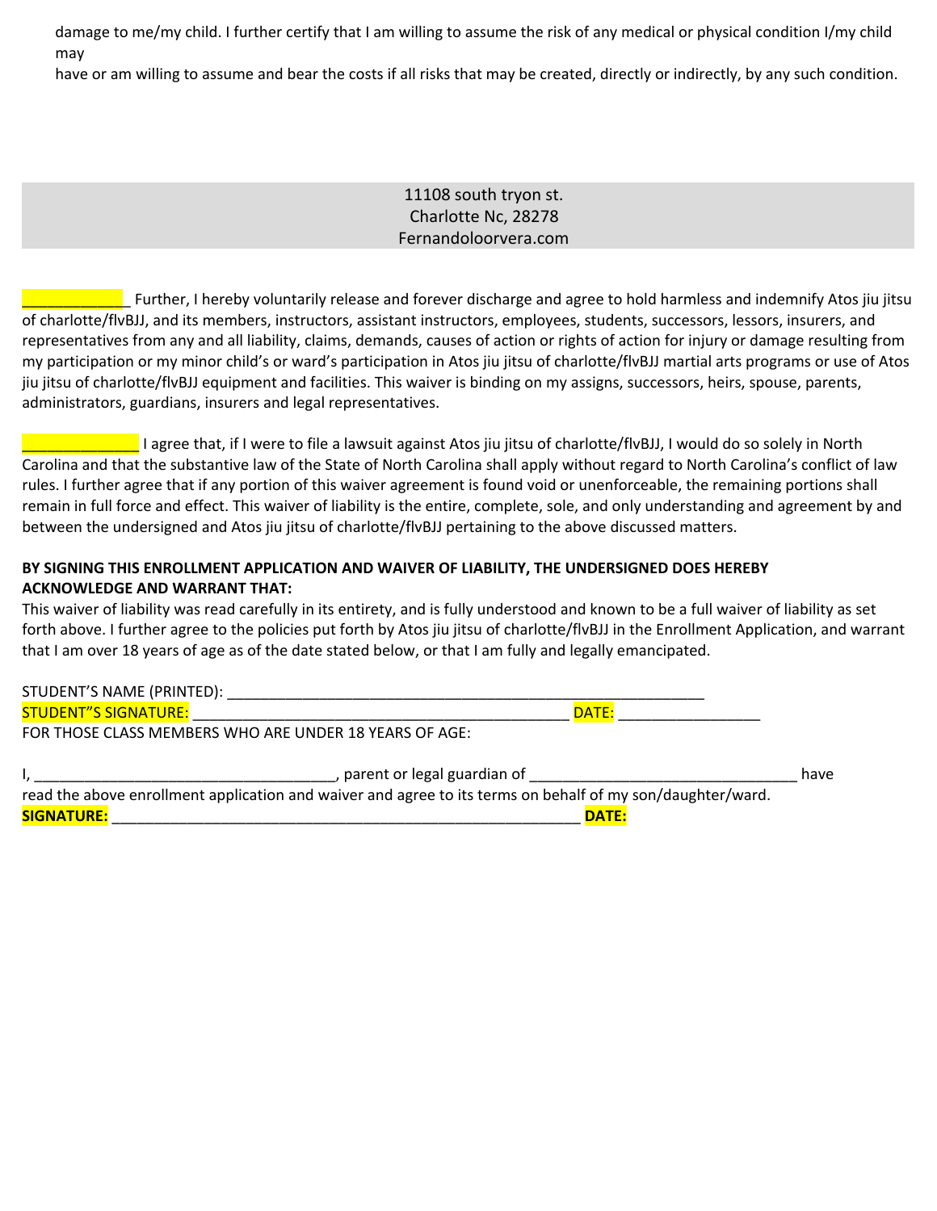damage to me/my child. I further certify that I am willing to assume the risk of any medical or physical condition I/my child may
have or am willing to assume and bear the costs if all risks that may be created, directly or indirectly, by any such condition.

11108 south tryon st.
Charlotte Nc, 28278
Fernandoloorvera.com

_____________ Further, I hereby voluntarily release and forever discharge and agree to hold harmless and indemnify Atos jiu jitsu of charlotte/flvBJJ, and its members, instructors, assistant instructors, employees, students, successors, lessors, insurers, and representatives from any and all liability, claims, demands, causes of action or rights of action for injury or damage resulting from my participation or my minor child's or ward's participation in Atos jiu jitsu of charlotte/flvBJJ martial arts programs or use of Atos jiu jitsu of charlotte/flvBJJ equipment and facilities. This waiver is binding on my assigns, successors, heirs, spouse, parents, administrators, guardians, insurers and legal representatives.

______________ I agree that, if I were to file a lawsuit against Atos jiu jitsu of charlotte/flvBJJ, I would do so solely in North Carolina and that the substantive law of the State of North Carolina shall apply without regard to North Carolina's conflict of law rules. I further agree that if any portion of this waiver agreement is found void or unenforceable, the remaining portions shall remain in full force and effect. This waiver of liability is the entire, complete, sole, and only understanding and agreement by and between the undersigned and Atos jiu jitsu of charlotte/flvBJJ pertaining to the above discussed matters.

**BY SIGNING THIS ENROLLMENT APPLICATION AND WAIVER OF LIABILITY, THE UNDERSIGNED DOES HEREBY ACKNOWLEDGE AND WARRANT THAT:**
This waiver of liability was read carefully in its entirety, and is fully understood and known to be a full waiver of liability as set forth above. I further agree to the policies put forth by Atos jiu jitsu of charlotte/flvBJJ in the Enrollment Application, and warrant that I am over 18 years of age as of the date stated below, or that I am fully and legally emancipated.

STUDENT'S NAME (PRINTED): ___________________________________________________________
STUDENT"S SIGNATURE: ______________________________________________ DATE: _________________
FOR THOSE CLASS MEMBERS WHO ARE UNDER 18 YEARS OF AGE:

I, ____________________________________, parent or legal guardian of _________________________________ have read the above enrollment application and waiver and agree to its terms on behalf of my son/daughter/ward.
**SIGNATURE:** _________________________________________________________ **DATE:**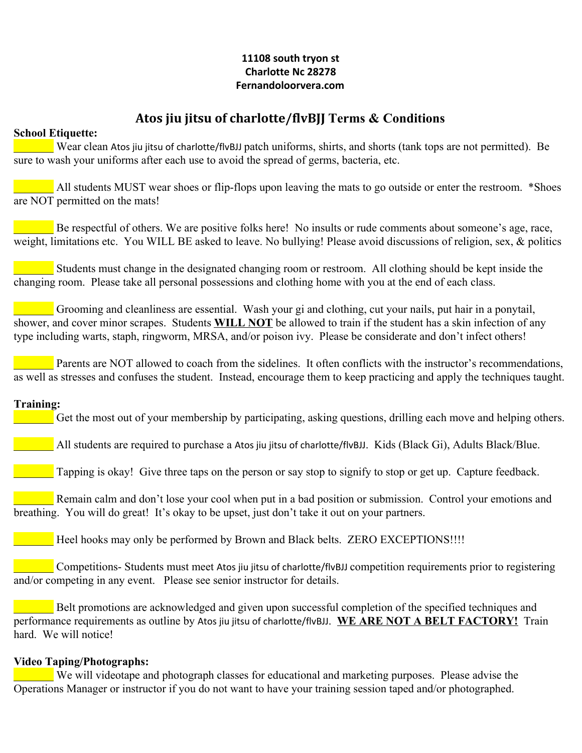**11108 south tryon st**
**Charlotte Nc 28278**
**Fernandoloorvera.com**

## Atos jiu jitsu of charlotte/flvBJJ Terms & Conditions

**School Etiquette:**

_______ Wear clean Atos jiu jitsu of charlotte/flvBJJ patch uniforms, shirts, and shorts (tank tops are not permitted). Be sure to wash your uniforms after each use to avoid the spread of germs, bacteria, etc.

_______ All students MUST wear shoes or flip-flops upon leaving the mats to go outside or enter the restroom. *Shoes are NOT permitted on the mats!

_______ Be respectful of others. We are positive folks here! No insults or rude comments about someone's age, race, weight, limitations etc. You WILL BE asked to leave. No bullying! Please avoid discussions of religion, sex, & politics

_______ Students must change in the designated changing room or restroom. All clothing should be kept inside the changing room. Please take all personal possessions and clothing home with you at the end of each class.

_______ Grooming and cleanliness are essential. Wash your gi and clothing, cut your nails, put hair in a ponytail, shower, and cover minor scrapes. Students **WILL NOT** be allowed to train if the student has a skin infection of any type including warts, staph, ringworm, MRSA, and/or poison ivy. Please be considerate and don't infect others!

_______ Parents are NOT allowed to coach from the sidelines. It often conflicts with the instructor's recommendations, as well as stresses and confuses the student. Instead, encourage them to keep practicing and apply the techniques taught.

**Training:**

_______ Get the most out of your membership by participating, asking questions, drilling each move and helping others.

_______ All students are required to purchase a Atos jiu jitsu of charlotte/flvBJJ. Kids (Black Gi), Adults Black/Blue.

_______ Tapping is okay! Give three taps on the person or say stop to signify to stop or get up. Capture feedback.

_______ Remain calm and don't lose your cool when put in a bad position or submission. Control your emotions and breathing. You will do great! It's okay to be upset, just don't take it out on your partners.

_______ Heel hooks may only be performed by Brown and Black belts. ZERO EXCEPTIONS!!!!

_______ Competitions- Students must meet Atos jiu jitsu of charlotte/flvBJJ competition requirements prior to registering and/or competing in any event. Please see senior instructor for details.

_______ Belt promotions are acknowledged and given upon successful completion of the specified techniques and performance requirements as outline by Atos jiu jitsu of charlotte/flvBJJ. **WE ARE NOT A BELT FACTORY!** Train hard. We will notice!

**Video Taping/Photographs:**

_______ We will videotape and photograph classes for educational and marketing purposes. Please advise the Operations Manager or instructor if you do not want to have your training session taped and/or photographed.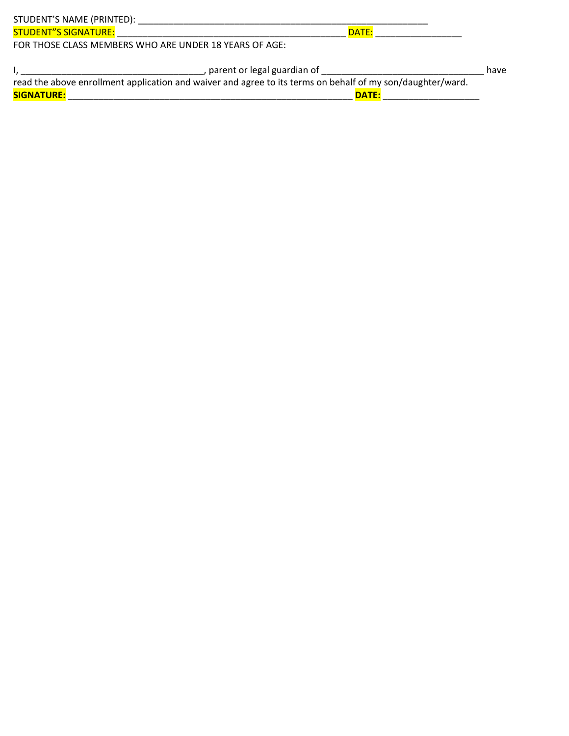STUDENT'S NAME (PRINTED): ___________________________________________________________

STUDENT"S SIGNATURE: _______________________________________________ DATE: _________________

FOR THOSE CLASS MEMBERS WHO ARE UNDER 18 YEARS OF AGE:

I, ____________________________________, parent or legal guardian of _________________________________ have read the above enrollment application and waiver and agree to its terms on behalf of my son/daughter/ward.

**SIGNATURE:** __________________________________________________________ **DATE:** ___________________